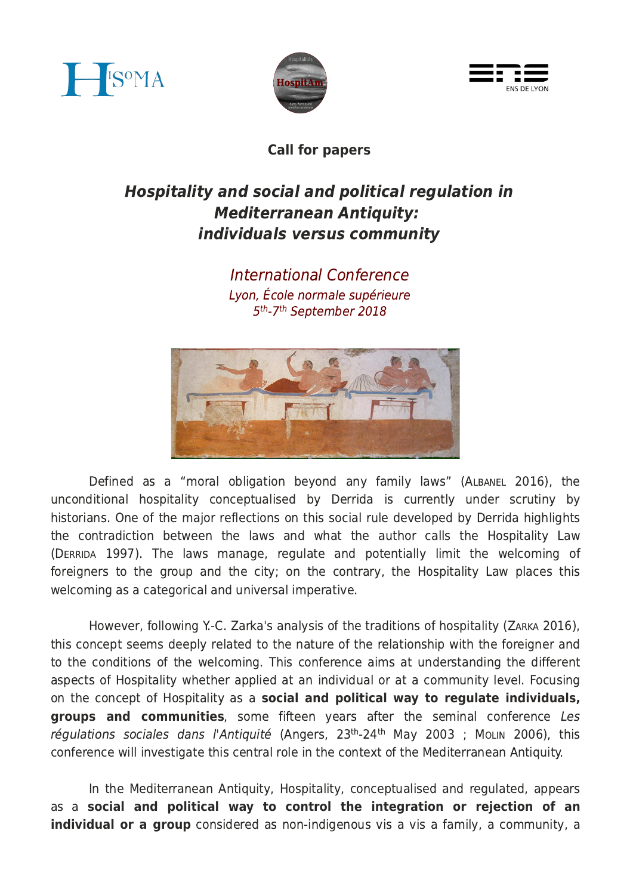**Call for papers**

# *Hospitality and social and political regulation in Mediterranean Antiquity: individuals versus community*

*International Conference*

*Lyon, École normale supérieure*

*5th-7th September 2018*

Defined as a "moral obligation beyond any family laws" (Albanel 2016), the unconditional hospitality conceptualised by Derrida is currently under scrutiny by historians. One of the major reflections on this social rule developed by Derrida highlights the contradiction between the laws and what the author calls the Hospitality Law (Derrida 1997). The laws manage, regulate and potentially limit the welcoming of foreigners to the group and the city; on the contrary, the Hospitality Law places this welcoming as a categorical and universal imperative.

However, following Y.-C. Zarka's analysis of the traditions of hospitality (Zarka 2016), this concept seems deeply related to the nature of the relationship with the foreigner and to the conditions of the welcoming. This conference aims at understanding the different aspects of Hospitality whether applied at an individual or at a community level. Focusing on the concept of Hospitality as a **social and political way to regulate individuals, groups and communities**, some fifteen years after the seminal conference *Les régulations sociales dans l'Antiquité* (Angers, 23th-24th May 2003 ; Molin 2006), this conference will investigate this central role in the context of the Mediterranean Antiquity.

In the Mediterranean Antiquity, Hospitality, conceptualised and regulated, appears as a **social and political way to control the integration or rejection of an individual or a group** considered as non-indigenous vis a vis a family, a community, a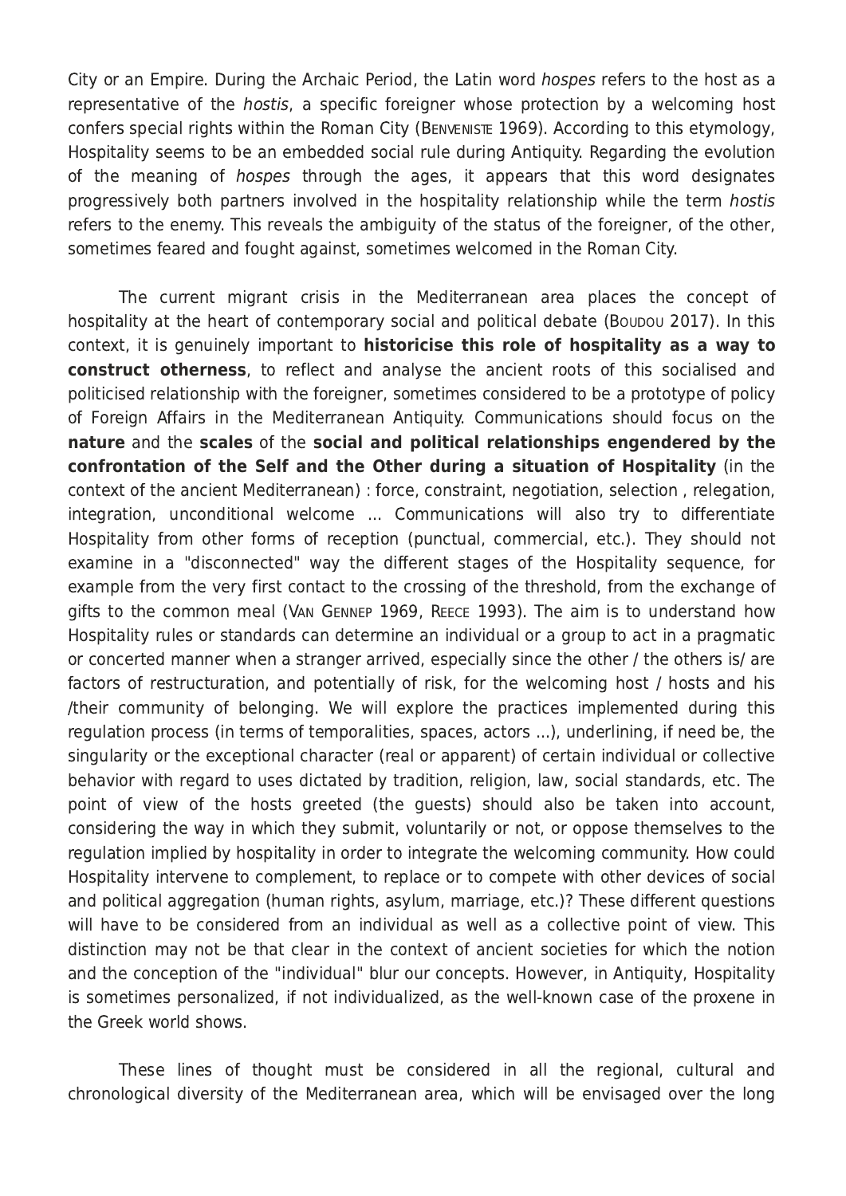City or an Empire. During the Archaic Period, the Latin word *hospes* refers to the host as a representative of the *hostis*, a specific foreigner whose protection by a welcoming host confers special rights within the Roman City (Benveniste 1969). According to this etymology, Hospitality seems to be an embedded social rule during Antiquity. Regarding the evolution of the meaning of *hospes* through the ages, it appears that this word designates progressively both partners involved in the hospitality relationship while the term *hostis* refers to the enemy. This reveals the ambiguity of the status of the foreigner, of the other, sometimes feared and fought against, sometimes welcomed in the Roman City.

The current migrant crisis in the Mediterranean area places the concept of hospitality at the heart of contemporary social and political debate (Boudou 2017). In this context, it is genuinely important to **historicise this role of hospitality as a way to construct otherness**, to reflect and analyse the ancient roots of this socialised and politicised relationship with the foreigner, sometimes considered to be a prototype of policy of Foreign Affairs in the Mediterranean Antiquity. Communications should focus on the **nature** and the **scales** of the **social and political relationships engendered by the confrontation of the Self and the Other during a situation of Hospitality** (in the context of the ancient Mediterranean) : force, constraint, negotiation, selection , relegation, integration, unconditional welcome ... Communications will also try to differentiate Hospitality from other forms of reception (punctual, commercial, etc.). They should not examine in a "disconnected" way the different stages of the Hospitality sequence, for example from the very first contact to the crossing of the threshold, from the exchange of gifts to the common meal (Van Gennep 1969, Reece 1993). The aim is to understand how Hospitality rules or standards can determine an individual or a group to act in a pragmatic or concerted manner when a stranger arrived, especially since the other / the others is/ are factors of restructuration, and potentially of risk, for the welcoming host / hosts and his /their community of belonging. We will explore the practices implemented during this regulation process (in terms of temporalities, spaces, actors ...), underlining, if need be, the singularity or the exceptional character (real or apparent) of certain individual or collective behavior with regard to uses dictated by tradition, religion, law, social standards, etc. The point of view of the hosts greeted (the guests) should also be taken into account, considering the way in which they submit, voluntarily or not, or oppose themselves to the regulation implied by hospitality in order to integrate the welcoming community. How could Hospitality intervene to complement, to replace or to compete with other devices of social and political aggregation (human rights, asylum, marriage, etc.)? These different questions will have to be considered from an individual as well as a collective point of view. This distinction may not be that clear in the context of ancient societies for which the notion and the conception of the "individual" blur our concepts. However, in Antiquity, Hospitality is sometimes personalized, if not individualized, as the well-known case of the proxene in the Greek world shows.

These lines of thought must be considered in all the regional, cultural and chronological diversity of the Mediterranean area, which will be envisaged over the long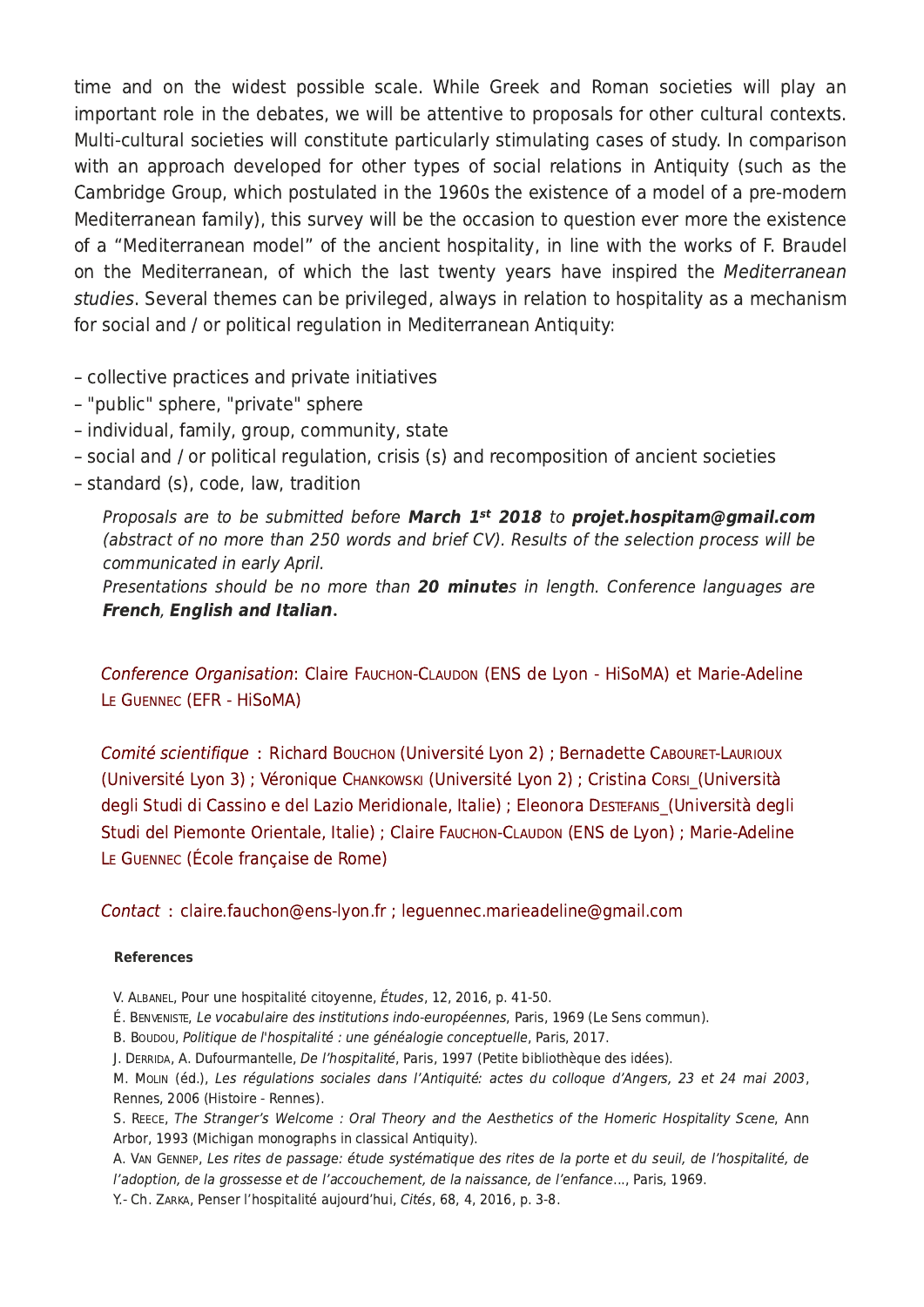time and on the widest possible scale. While Greek and Roman societies will play an important role in the debates, we will be attentive to proposals for other cultural contexts. Multi-cultural societies will constitute particularly stimulating cases of study. In comparison with an approach developed for other types of social relations in Antiquity (such as the Cambridge Group, which postulated in the 1960s the existence of a model of a pre-modern Mediterranean family), this survey will be the occasion to question ever more the existence of a “Mediterranean model” of the ancient hospitality, in line with the works of F. Braudel on the Mediterranean, of which the last twenty years have inspired the *Mediterranean studies*. Several themes can be privileged, always in relation to hospitality as a mechanism for social and / or political regulation in Mediterranean Antiquity:

– collective practices and private initiatives
– "public" sphere, "private" sphere
– individual, family, group, community, state
– social and / or political regulation, crisis (s) and recomposition of ancient societies
– standard (s), code, law, tradition

*Proposals are to be submitted before **March 1st 2018** to **projet.hospitam@gmail.com** (abstract of no more than 250 words and brief CV). Results of the selection process will be communicated in early April.*
*Presentations should be no more than **20 minute**s in length. Conference languages are **French**, **English and Italian**.*

*Conference Organisation*: Claire Fauchon-Claudon (ENS de Lyon - HiSoMA) et Marie-Adeline Le Guennec (EFR - HiSoMA)

*Comité scientifique* : Richard Bouchon (Université Lyon 2) ; Bernadette Cabouret-Laurioux (Université Lyon 3) ; Véronique Chankowski (Université Lyon 2) ; Cristina Corsi_(Università degli Studi di Cassino e del Lazio Meridionale, Italie) ; Eleonora Destefanis_(Università degli Studi del Piemonte Orientale, Italie) ; Claire Fauchon-Claudon (ENS de Lyon) ; Marie-Adeline Le Guennec (École française de Rome)

*Contact* : claire.fauchon@ens-lyon.fr ; leguennec.marieadeline@gmail.com

**References**

V. Albanel, Pour une hospitalité citoyenne, *Études*, 12, 2016, p. 41-50.
É. Benveniste, *Le vocabulaire des institutions indo-européennes*, Paris, 1969 (Le Sens commun).
B. Boudou, *Politique de l'hospitalité : une généalogie conceptuelle*, Paris, 2017.
J. Derrida, A. Dufourmantelle, *De l’hospitalité*, Paris, 1997 (Petite bibliothèque des idées).
M. Molin (éd.), *Les régulations sociales dans l’Antiquité: actes du colloque d’Angers, 23 et 24 mai 2003*, Rennes, 2006 (Histoire - Rennes).
S. Reece, *The Stranger’s Welcome : Oral Theory and the Aesthetics of the Homeric Hospitality Scene*, Ann Arbor, 1993 (Michigan monographs in classical Antiquity).
A. Van Gennep, *Les rites de passage: étude systématique des rites de la porte et du seuil, de l’hospitalité, de l’adoption, de la grossesse et de l’accouchement, de la naissance, de l’enfance…*, Paris, 1969.
Y.- Ch. Zarka, Penser l’hospitalité aujourd’hui, *Cités*, 68, 4, 2016, p. 3-8.